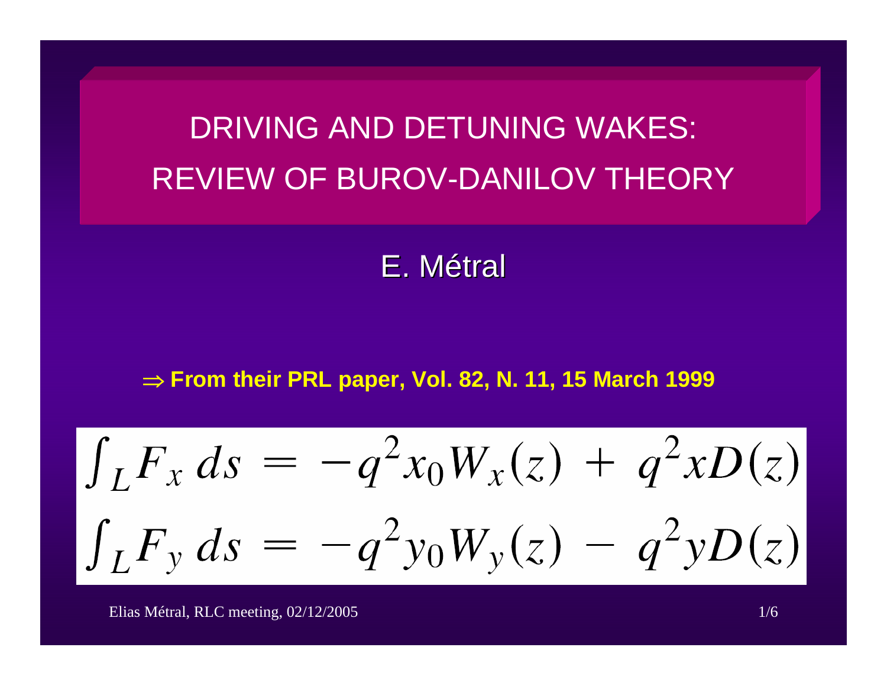# DRIVING AND DETUNING WAKES: REVIEW OF BUROV-DANILOV THEORY

E. Métral

⇒ **From their PRL paper, Vol. 82, N. 11, 15 March 1999**

$$\int_L F_x \, ds = -q^2 x_0 W_x(z) + q^2 x D(z)$$

$$\int_L F_y \, ds = -q^2 y_0 W_y(z) - q^2 y D(z)$$

Elias Métral, RLC meeting, 02/12/2005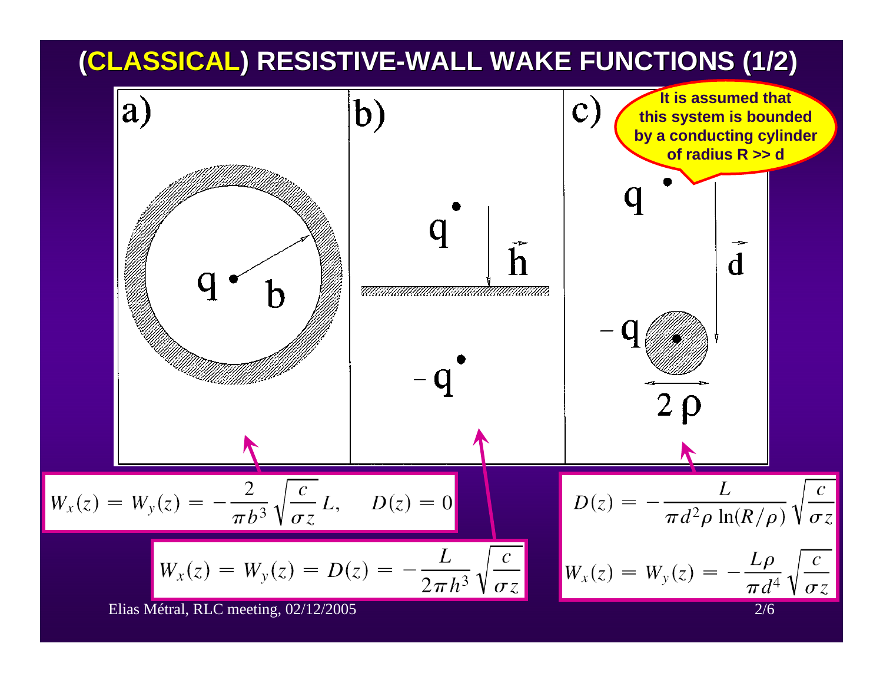# (CLASSICAL) RESISTIVE-WALL WAKE FUNCTIONS (1/2)

a) b) c)

It is assumed that this system is bounded by a conducting cylinder of radius R >> d

a)

$$W_x(z) = W_y(z) = -\frac{2}{\pi b^3}\sqrt{\frac{c}{\sigma z}}\,L, \qquad D(z) = 0$$

b)

$$W_x(z) = W_y(z) = D(z) = -\frac{L}{2\pi h^3}\sqrt{\frac{c}{\sigma z}}$$

c)

$$D(z) = -\frac{L}{\pi d^2 \rho \ln(R/\rho)}\sqrt{\frac{c}{\sigma z}}$$

$$W_x(z) = W_y(z) = -\frac{L\rho}{\pi d^4}\sqrt{\frac{c}{\sigma z}}$$

Elias Métral, RLC meeting, 02/12/2005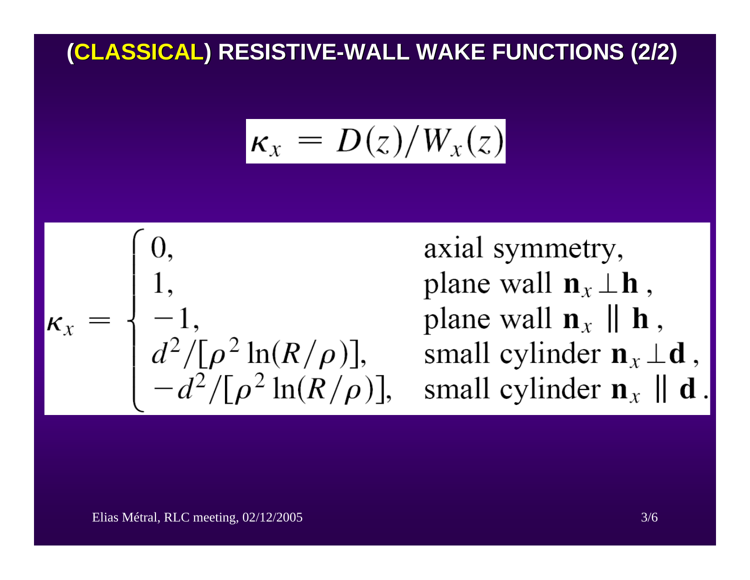# (CLASSICAL) RESISTIVE-WALL WAKE FUNCTIONS (2/2)

$$\kappa_x = D(z)/W_x(z)$$

$$\kappa_x = \begin{cases} 0, & \text{axial symmetry,} \\ 1, & \text{plane wall } \mathbf{n}_x \perp \mathbf{h}\,, \\ -1, & \text{plane wall } \mathbf{n}_x \parallel \mathbf{h}\,, \\ d^2/[\rho^2 \ln(R/\rho)], & \text{small cylinder } \mathbf{n}_x \perp \mathbf{d}\,, \\ -d^2/[\rho^2 \ln(R/\rho)], & \text{small cylinder } \mathbf{n}_x \parallel \mathbf{d}\,. \end{cases}$$

Elias Métral, RLC meeting, 02/12/2005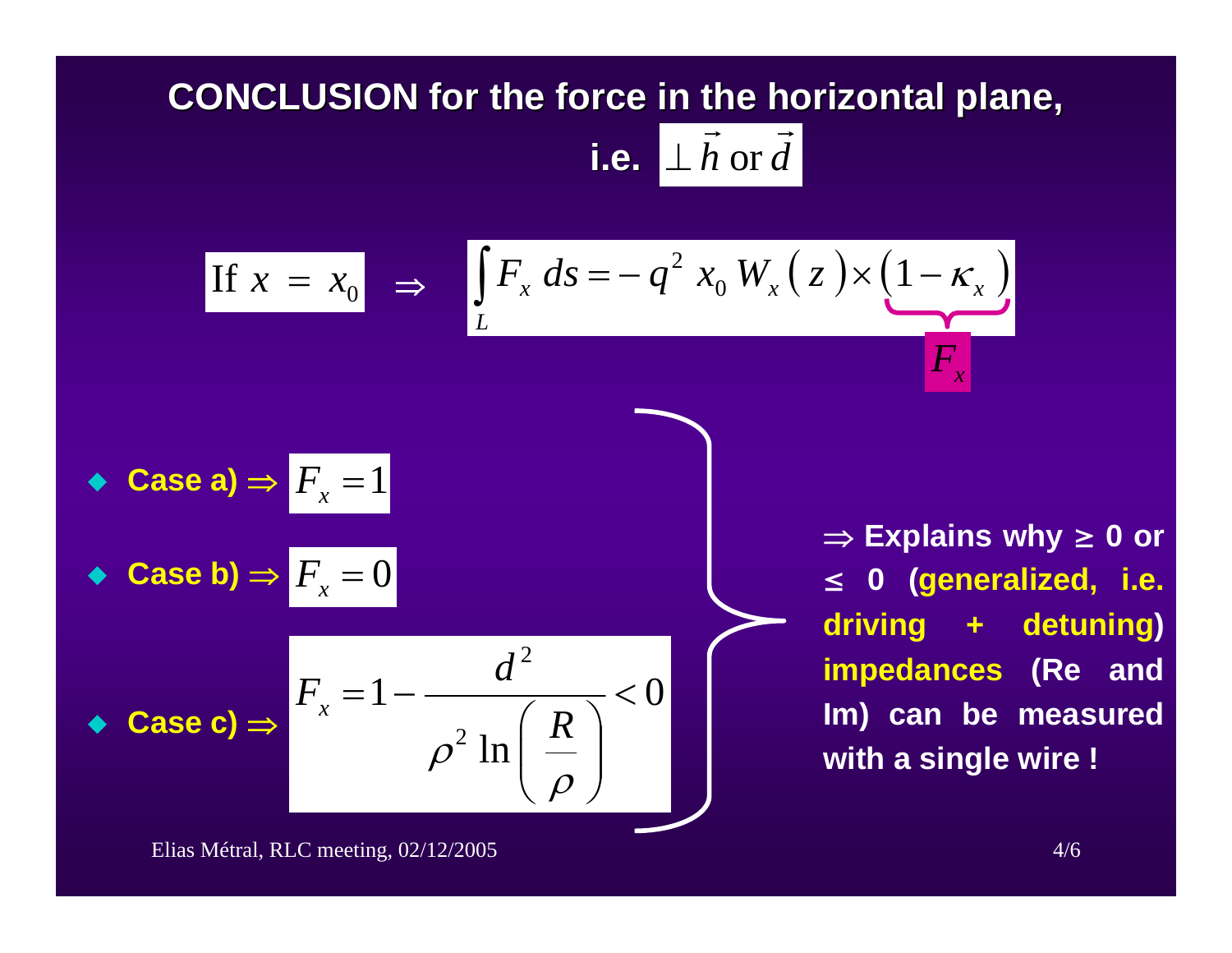# CONCLUSION for the force in the horizontal plane, i.e. $\perp \vec{h} \text{ or } \vec{d}$

$$\text{If } x = x_0 \quad \Rightarrow \quad \int_L F_x \, ds = -\, q^2 \, x_0 \, W_x(z) \times \underbrace{(1 - \kappa_x)}_{F_x}$$

- **Case a)** $\Rightarrow$ $F_x = 1$
- **Case b)** $\Rightarrow$ $F_x = 0$
- **Case c)** $\Rightarrow$ $$F_x = 1 - \frac{d^2}{\rho^2 \ln\left(\frac{R}{\rho}\right)} < 0$$

$\Rightarrow$ **Explains why ≥ 0 or ≤ 0 (generalized, i.e. driving + detuning) impedances (Re and Im) can be measured with a single wire !**

Elias Métral, RLC meeting, 02/12/2005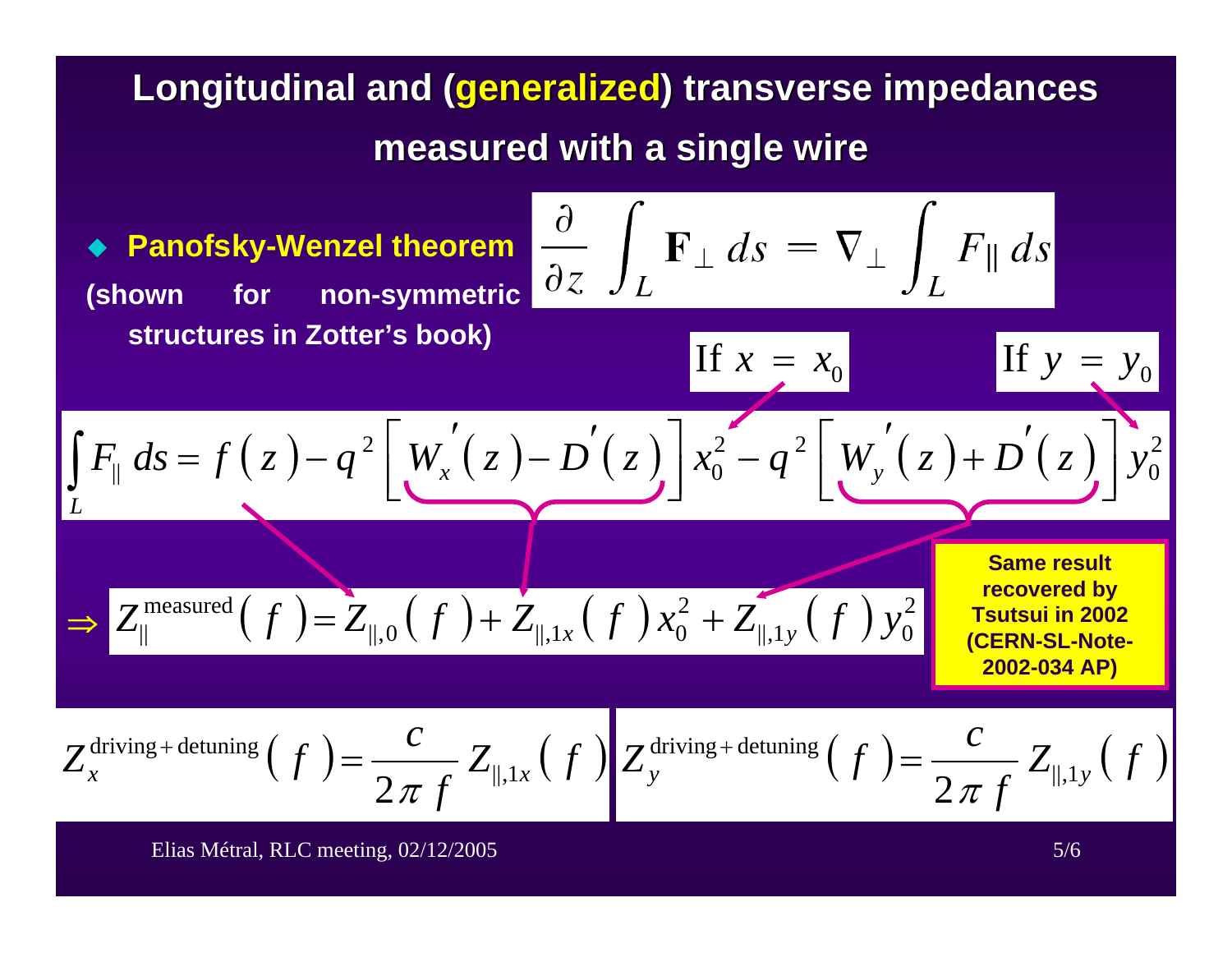# Longitudinal and (generalized) transverse impedances measured with a single wire

- **Panofsky-Wenzel theorem** (shown for non-symmetric structures in Zotter's book)

$$\frac{\partial}{\partial z} \int_L \mathbf{F}_\perp \, ds = \nabla_\perp \int_L F_\parallel \, ds$$

If $x = x_0$ — If $y = y_0$

$$\int_L F_\parallel \, ds = f(z) - q^2 \left[ W_x^{'}(z) - D^{'}(z) \right] x_0^2 - q^2 \left[ W_y^{'}(z) + D^{'}(z) \right] y_0^2$$

$$\Rightarrow Z_\parallel^{\text{measured}}(f) = Z_{\parallel,0}(f) + Z_{\parallel,1x}(f)\, x_0^2 + Z_{\parallel,1y}(f)\, y_0^2$$

**Same result recovered by Tsutsui in 2002 (CERN-SL-Note-2002-034 AP)**

$$Z_x^{\text{driving}+\text{detuning}}(f) = \frac{c}{2\pi f} Z_{\parallel,1x}(f) \qquad Z_y^{\text{driving}+\text{detuning}}(f) = \frac{c}{2\pi f} Z_{\parallel,1y}(f)$$

Elias Métral, RLC meeting, 02/12/2005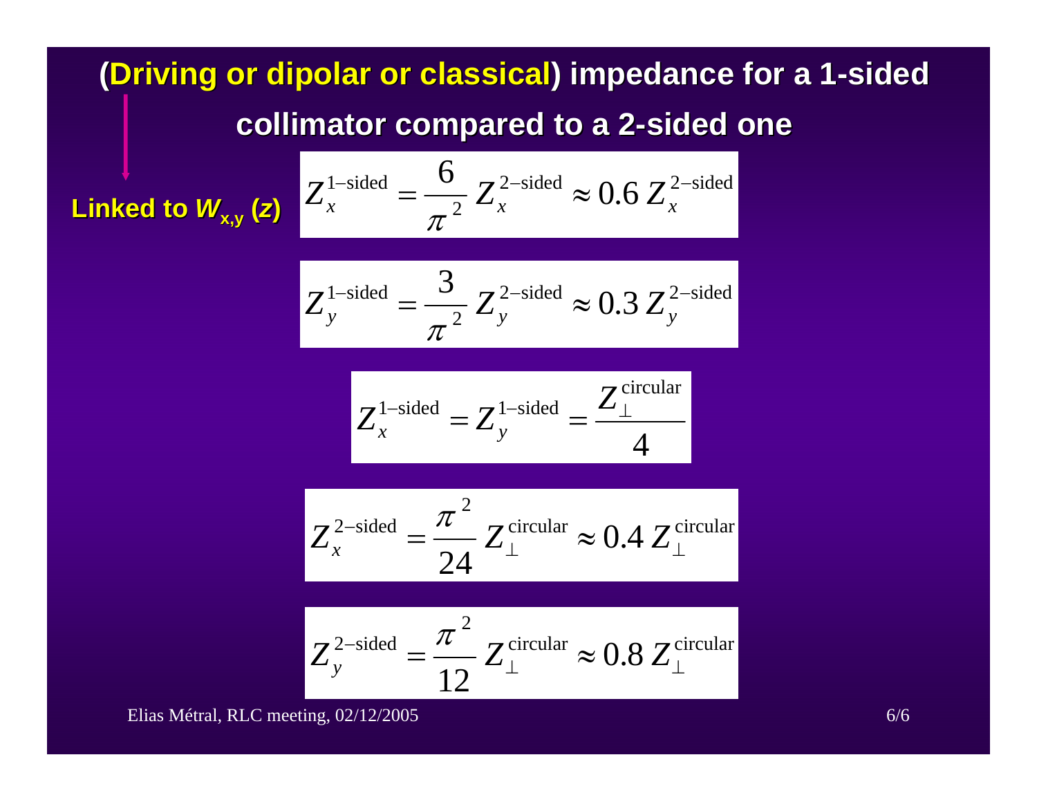# (Driving or dipolar or classical) impedance for a 1-sided collimator compared to a 2-sided one

**Linked to $W_{x,y}(z)$**

$$Z_x^{1-\text{sided}} = \frac{6}{\pi^2} \, Z_x^{2-\text{sided}} \approx 0.6 \, Z_x^{2-\text{sided}}$$

$$Z_y^{1-\text{sided}} = \frac{3}{\pi^2} \, Z_y^{2-\text{sided}} \approx 0.3 \, Z_y^{2-\text{sided}}$$

$$Z_x^{1-\text{sided}} = Z_y^{1-\text{sided}} = \frac{Z_\perp^{\text{circular}}}{4}$$

$$Z_x^{2-\text{sided}} = \frac{\pi^2}{24} \, Z_\perp^{\text{circular}} \approx 0.4 \, Z_\perp^{\text{circular}}$$

$$Z_y^{2-\text{sided}} = \frac{\pi^2}{12} \, Z_\perp^{\text{circular}} \approx 0.8 \, Z_\perp^{\text{circular}}$$